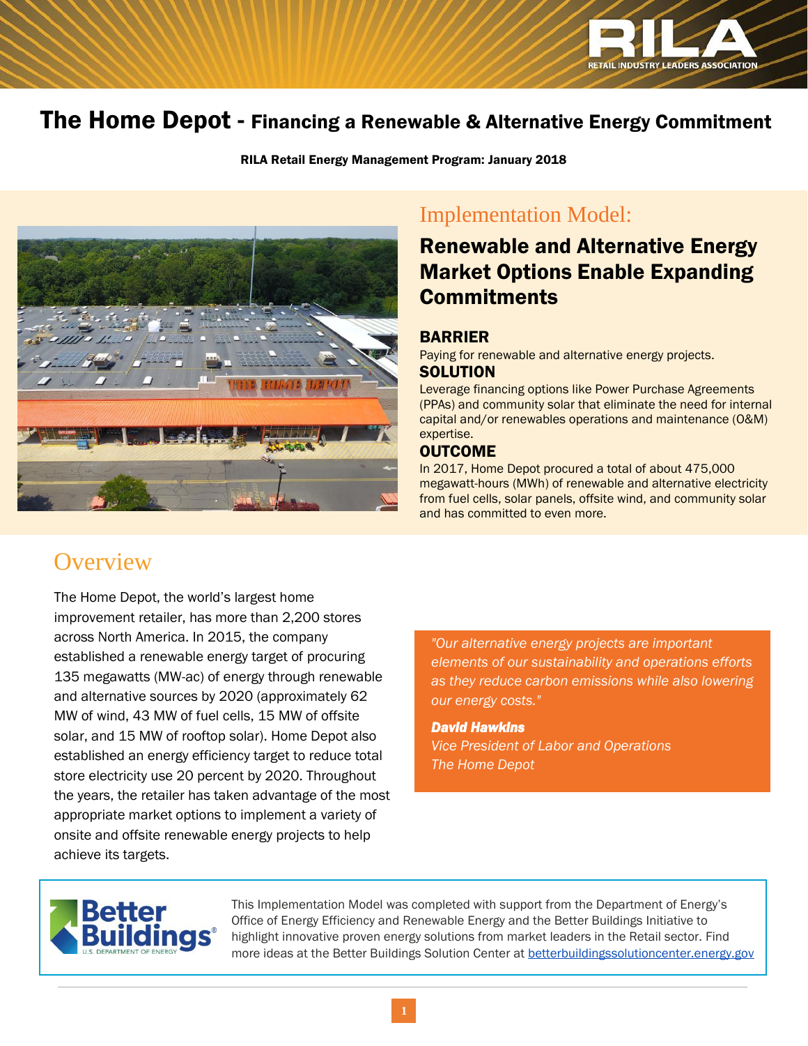# The Home Depot - Financing a Renewable & Alternative Energy Commitment

**RILA Retail Energy Management Program: January 2018**

## Implementation Model:

### Renewable and Alternative Energy Market Options Enable Expanding Commitments

**BARRIER**

Paying for renewable and alternative energy projects.

**SOLUTION**

Leverage financing options like Power Purchase Agreements (PPAs) and community solar that eliminate the need for internal capital and/or renewables operations and maintenance (O&M) expertise.

**OUTCOME**

In 2017, Home Depot procured a total of about 475,000 megawatt-hours (MWh) of renewable and alternative electricity from fuel cells, solar panels, offsite wind, and community solar and has committed to even more.

## Overview

The Home Depot, the world's largest home improvement retailer, has more than 2,200 stores across North America. In 2015, the company established a renewable energy target of procuring 135 megawatts (MW-ac) of energy through renewable and alternative sources by 2020 (approximately 62 MW of wind, 43 MW of fuel cells, 15 MW of offsite solar, and 15 MW of rooftop solar). Home Depot also established an energy efficiency target to reduce total store electricity use 20 percent by 2020. Throughout the years, the retailer has taken advantage of the most appropriate market options to implement a variety of onsite and offsite renewable energy projects to help achieve its targets.

> *"Our alternative energy projects are important elements of our sustainability and operations efforts as they reduce carbon emissions while also lowering our energy costs."*
>
> ***David Hawkins***
> *Vice President of Labor and Operations*
> *The Home Depot*

This Implementation Model was completed with support from the Department of Energy's Office of Energy Efficiency and Renewable Energy and the Better Buildings Initiative to highlight innovative proven energy solutions from market leaders in the Retail sector. Find more ideas at the Better Buildings Solution Center at betterbuildingssolutioncenter.energy.gov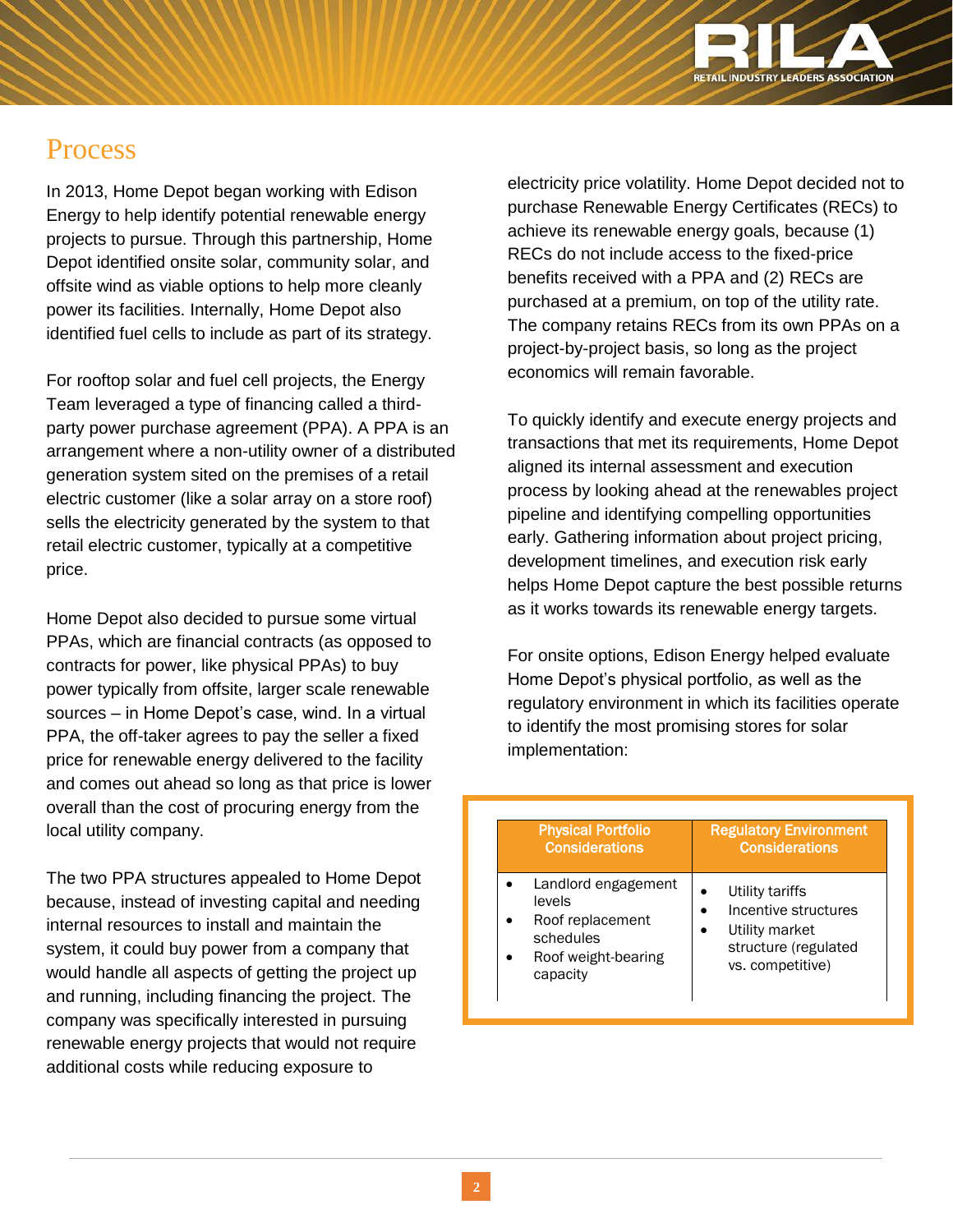## Process

In 2013, Home Depot began working with Edison Energy to help identify potential renewable energy projects to pursue. Through this partnership, Home Depot identified onsite solar, community solar, and offsite wind as viable options to help more cleanly power its facilities. Internally, Home Depot also identified fuel cells to include as part of its strategy.

For rooftop solar and fuel cell projects, the Energy Team leveraged a type of financing called a third-party power purchase agreement (PPA). A PPA is an arrangement where a non-utility owner of a distributed generation system sited on the premises of a retail electric customer (like a solar array on a store roof) sells the electricity generated by the system to that retail electric customer, typically at a competitive price.

Home Depot also decided to pursue some virtual PPAs, which are financial contracts (as opposed to contracts for power, like physical PPAs) to buy power typically from offsite, larger scale renewable sources – in Home Depot's case, wind. In a virtual PPA, the off-taker agrees to pay the seller a fixed price for renewable energy delivered to the facility and comes out ahead so long as that price is lower overall than the cost of procuring energy from the local utility company.

The two PPA structures appealed to Home Depot because, instead of investing capital and needing internal resources to install and maintain the system, it could buy power from a company that would handle all aspects of getting the project up and running, including financing the project. The company was specifically interested in pursuing renewable energy projects that would not require additional costs while reducing exposure to electricity price volatility. Home Depot decided not to purchase Renewable Energy Certificates (RECs) to achieve its renewable energy goals, because (1) RECs do not include access to the fixed-price benefits received with a PPA and (2) RECs are purchased at a premium, on top of the utility rate. The company retains RECs from its own PPAs on a project-by-project basis, so long as the project economics will remain favorable.

To quickly identify and execute energy projects and transactions that met its requirements, Home Depot aligned its internal assessment and execution process by looking ahead at the renewables project pipeline and identifying compelling opportunities early. Gathering information about project pricing, development timelines, and execution risk early helps Home Depot capture the best possible returns as it works towards its renewable energy targets.

For onsite options, Edison Energy helped evaluate Home Depot's physical portfolio, as well as the regulatory environment in which its facilities operate to identify the most promising stores for solar implementation:

| Physical Portfolio Considerations | Regulatory Environment Considerations |
| --- | --- |
| • Landlord engagement levels<br>• Roof replacement schedules<br>• Roof weight-bearing capacity | • Utility tariffs<br>• Incentive structures<br>• Utility market structure (regulated vs. competitive) |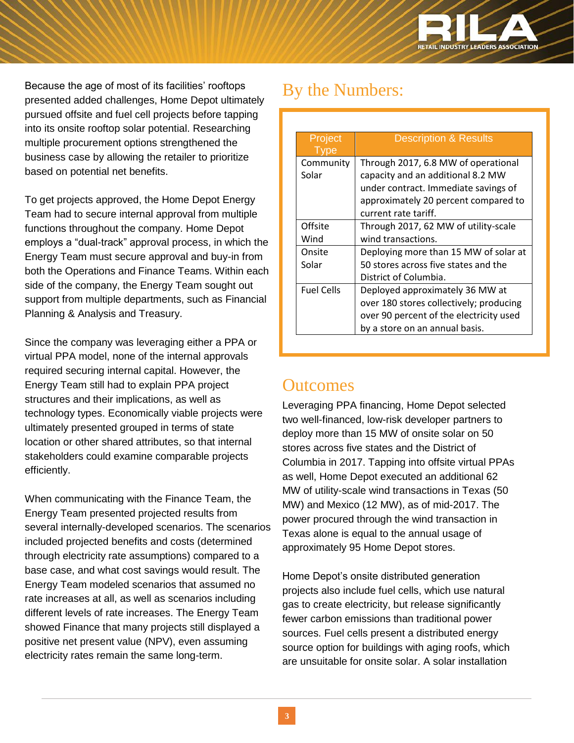Because the age of most of its facilities' rooftops presented added challenges, Home Depot ultimately pursued offsite and fuel cell projects before tapping into its onsite rooftop solar potential. Researching multiple procurement options strengthened the business case by allowing the retailer to prioritize based on potential net benefits.

To get projects approved, the Home Depot Energy Team had to secure internal approval from multiple functions throughout the company. Home Depot employs a "dual-track" approval process, in which the Energy Team must secure approval and buy-in from both the Operations and Finance Teams. Within each side of the company, the Energy Team sought out support from multiple departments, such as Financial Planning & Analysis and Treasury.

Since the company was leveraging either a PPA or virtual PPA model, none of the internal approvals required securing internal capital. However, the Energy Team still had to explain PPA project structures and their implications, as well as technology types. Economically viable projects were ultimately presented grouped in terms of state location or other shared attributes, so that internal stakeholders could examine comparable projects efficiently.

When communicating with the Finance Team, the Energy Team presented projected results from several internally-developed scenarios. The scenarios included projected benefits and costs (determined through electricity rate assumptions) compared to a base case, and what cost savings would result. The Energy Team modeled scenarios that assumed no rate increases at all, as well as scenarios including different levels of rate increases. The Energy Team showed Finance that many projects still displayed a positive net present value (NPV), even assuming electricity rates remain the same long-term.

## By the Numbers:

| Project Type | Description & Results |
|---|---|
| Community Solar | Through 2017, 6.8 MW of operational capacity and an additional 8.2 MW under contract. Immediate savings of approximately 20 percent compared to current rate tariff. |
| Offsite Wind | Through 2017, 62 MW of utility-scale wind transactions. |
| Onsite Solar | Deploying more than 15 MW of solar at 50 stores across five states and the District of Columbia. |
| Fuel Cells | Deployed approximately 36 MW at over 180 stores collectively; producing over 90 percent of the electricity used by a store on an annual basis. |

## Outcomes

Leveraging PPA financing, Home Depot selected two well-financed, low-risk developer partners to deploy more than 15 MW of onsite solar on 50 stores across five states and the District of Columbia in 2017. Tapping into offsite virtual PPAs as well, Home Depot executed an additional 62 MW of utility-scale wind transactions in Texas (50 MW) and Mexico (12 MW), as of mid-2017. The power procured through the wind transaction in Texas alone is equal to the annual usage of approximately 95 Home Depot stores.

Home Depot's onsite distributed generation projects also include fuel cells, which use natural gas to create electricity, but release significantly fewer carbon emissions than traditional power sources. Fuel cells present a distributed energy source option for buildings with aging roofs, which are unsuitable for onsite solar. A solar installation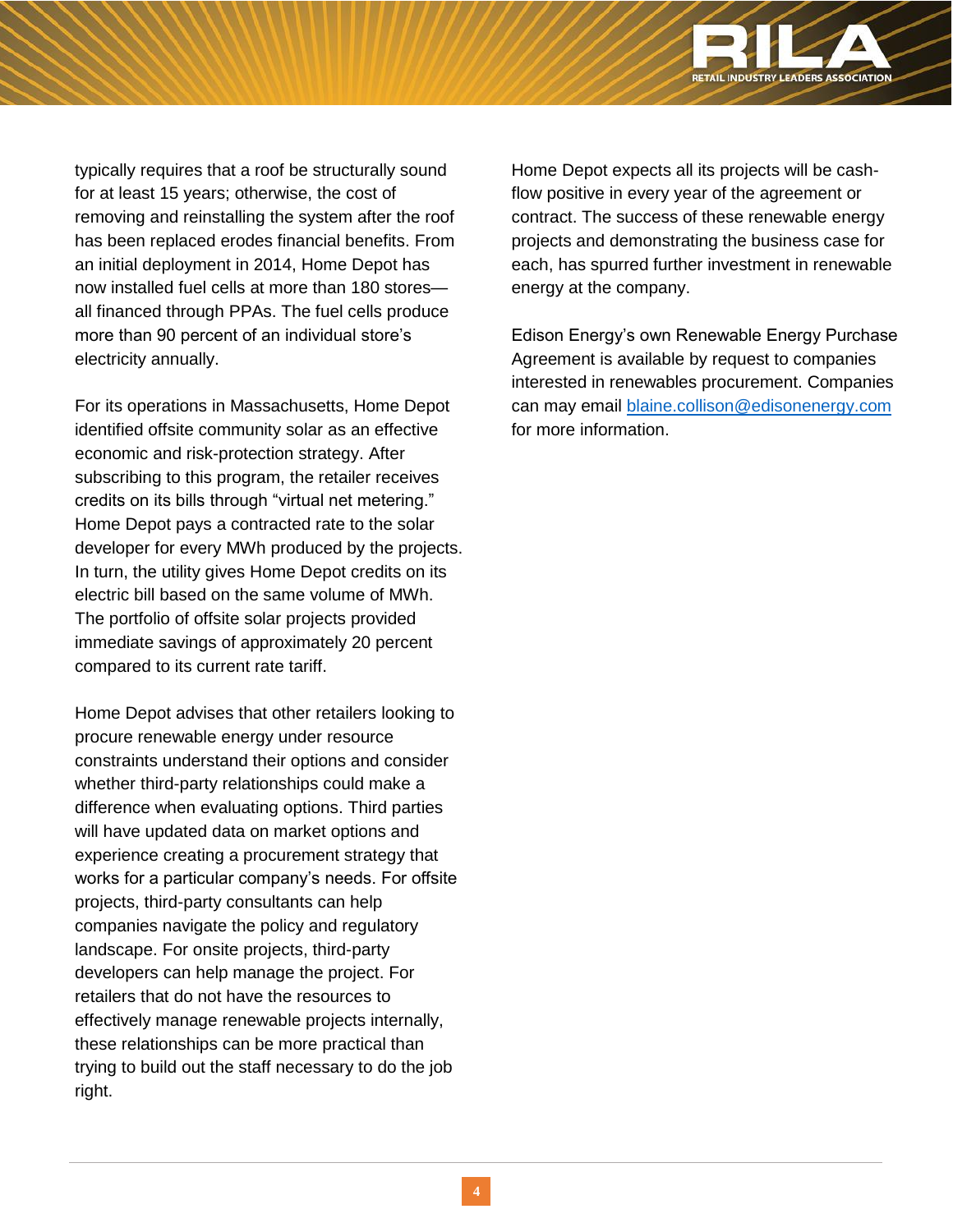typically requires that a roof be structurally sound for at least 15 years; otherwise, the cost of removing and reinstalling the system after the roof has been replaced erodes financial benefits. From an initial deployment in 2014, Home Depot has now installed fuel cells at more than 180 stores—all financed through PPAs. The fuel cells produce more than 90 percent of an individual store's electricity annually.

For its operations in Massachusetts, Home Depot identified offsite community solar as an effective economic and risk-protection strategy. After subscribing to this program, the retailer receives credits on its bills through "virtual net metering." Home Depot pays a contracted rate to the solar developer for every MWh produced by the projects. In turn, the utility gives Home Depot credits on its electric bill based on the same volume of MWh. The portfolio of offsite solar projects provided immediate savings of approximately 20 percent compared to its current rate tariff.

Home Depot advises that other retailers looking to procure renewable energy under resource constraints understand their options and consider whether third-party relationships could make a difference when evaluating options. Third parties will have updated data on market options and experience creating a procurement strategy that works for a particular company's needs. For offsite projects, third-party consultants can help companies navigate the policy and regulatory landscape. For onsite projects, third-party developers can help manage the project. For retailers that do not have the resources to effectively manage renewable projects internally, these relationships can be more practical than trying to build out the staff necessary to do the job right.

Home Depot expects all its projects will be cash-flow positive in every year of the agreement or contract. The success of these renewable energy projects and demonstrating the business case for each, has spurred further investment in renewable energy at the company.

Edison Energy's own Renewable Energy Purchase Agreement is available by request to companies interested in renewables procurement. Companies can may email [blaine.collison@edisonenergy.com](mailto:blaine.collison@edisonenergy.com) for more information.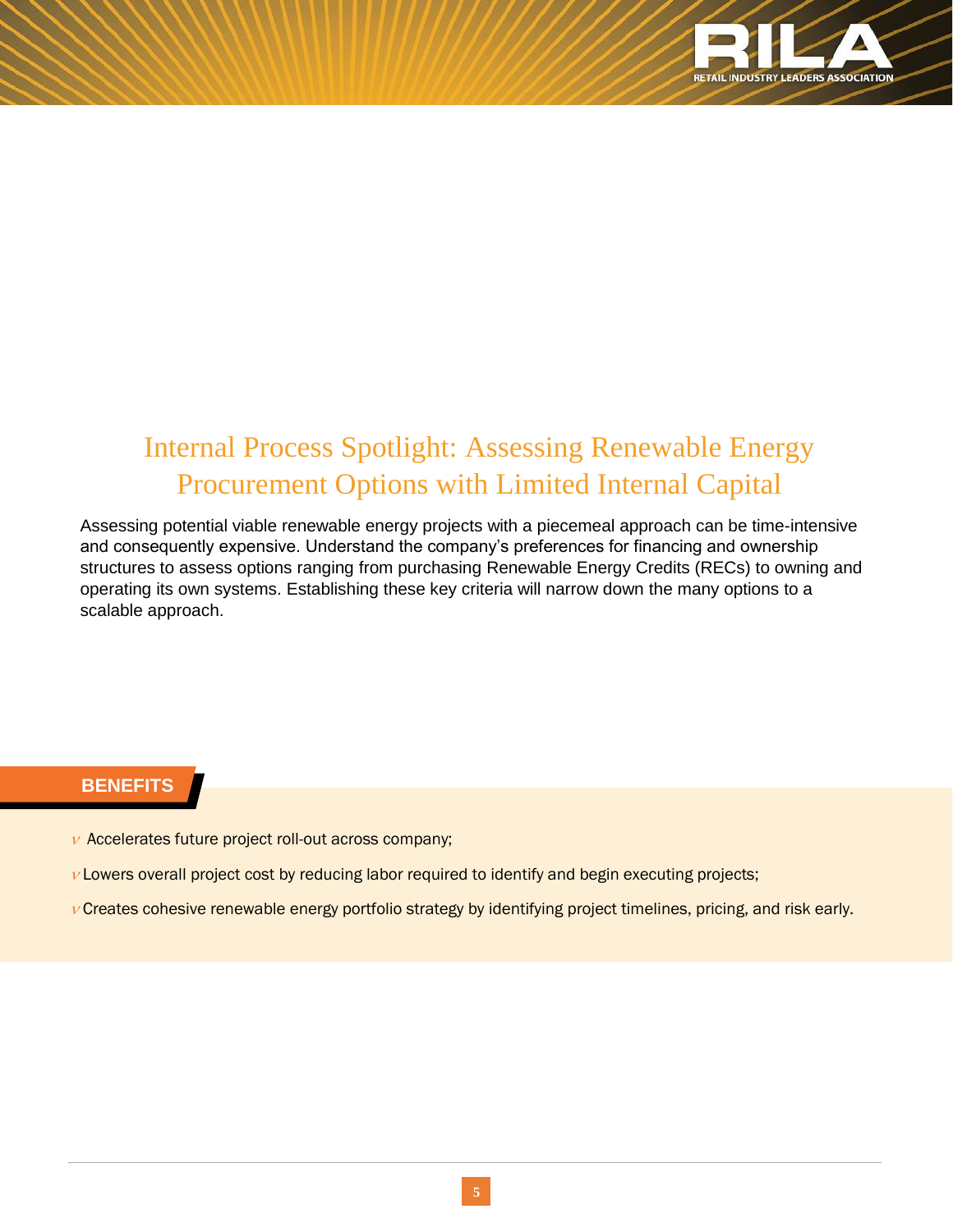# Internal Process Spotlight: Assessing Renewable Energy Procurement Options with Limited Internal Capital

Assessing potential viable renewable energy projects with a piecemeal approach can be time-intensive and consequently expensive. Understand the company's preferences for financing and ownership structures to assess options ranging from purchasing Renewable Energy Credits (RECs) to owning and operating its own systems. Establishing these key criteria will narrow down the many options to a scalable approach.

**BENEFITS**

- Accelerates future project roll-out across company;
- Lowers overall project cost by reducing labor required to identify and begin executing projects;
- Creates cohesive renewable energy portfolio strategy by identifying project timelines, pricing, and risk early.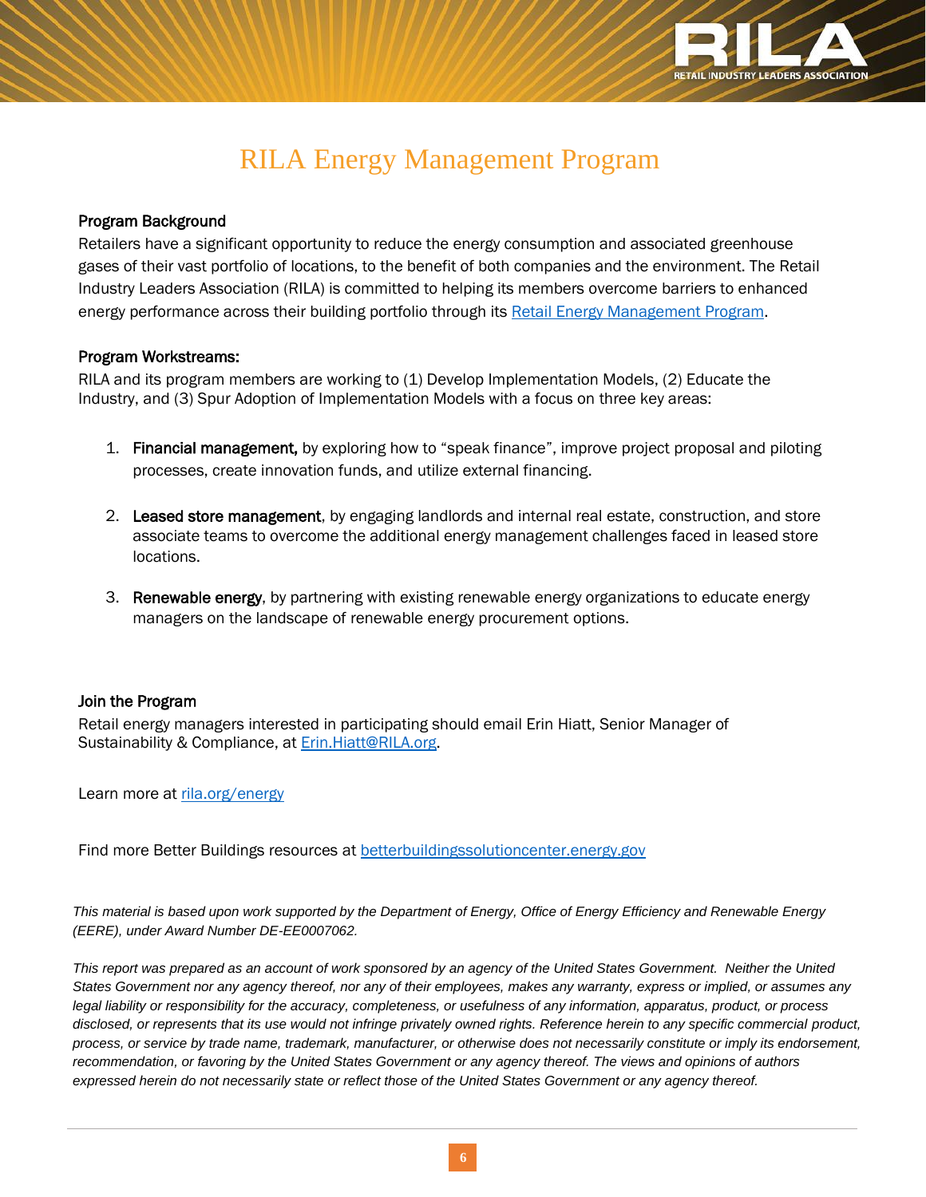# RILA Energy Management Program

## Program Background

Retailers have a significant opportunity to reduce the energy consumption and associated greenhouse gases of their vast portfolio of locations, to the benefit of both companies and the environment. The Retail Industry Leaders Association (RILA) is committed to helping its members overcome barriers to enhanced energy performance across their building portfolio through its Retail Energy Management Program.

## Program Workstreams:

RILA and its program members are working to (1) Develop Implementation Models, (2) Educate the Industry, and (3) Spur Adoption of Implementation Models with a focus on three key areas:

1. **Financial management,** by exploring how to "speak finance", improve project proposal and piloting processes, create innovation funds, and utilize external financing.

2. **Leased store management**, by engaging landlords and internal real estate, construction, and store associate teams to overcome the additional energy management challenges faced in leased store locations.

3. **Renewable energy**, by partnering with existing renewable energy organizations to educate energy managers on the landscape of renewable energy procurement options.

## Join the Program

Retail energy managers interested in participating should email Erin Hiatt, Senior Manager of Sustainability & Compliance, at Erin.Hiatt@RILA.org.

Learn more at rila.org/energy

Find more Better Buildings resources at betterbuildingssolutioncenter.energy.gov

*This material is based upon work supported by the Department of Energy, Office of Energy Efficiency and Renewable Energy (EERE), under Award Number DE-EE0007062.*

*This report was prepared as an account of work sponsored by an agency of the United States Government. Neither the United States Government nor any agency thereof, nor any of their employees, makes any warranty, express or implied, or assumes any legal liability or responsibility for the accuracy, completeness, or usefulness of any information, apparatus, product, or process disclosed, or represents that its use would not infringe privately owned rights. Reference herein to any specific commercial product, process, or service by trade name, trademark, manufacturer, or otherwise does not necessarily constitute or imply its endorsement, recommendation, or favoring by the United States Government or any agency thereof. The views and opinions of authors expressed herein do not necessarily state or reflect those of the United States Government or any agency thereof.*